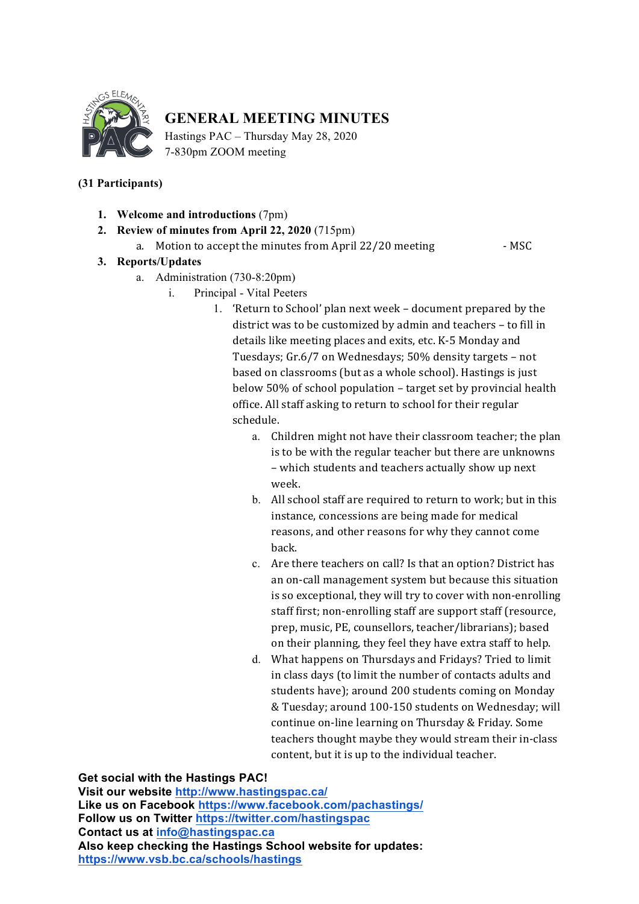# GENERAL MEETING MINUTES

Hastings PAC – Thursday May 28, 2020
7-830pm ZOOM meeting

**(31 Participants)**

1. **Welcome and introductions** (7pm)
2. **Review of minutes from April 22, 2020** (715pm)
    a. Motion to accept the minutes from April 22/20 meeting - MSC
3. **Reports/Updates**
    a. Administration (730-8:20pm)
        i. Principal - Vital Peeters
            1. 'Return to School' plan next week – document prepared by the district was to be customized by admin and teachers – to fill in details like meeting places and exits, etc. K-5 Monday and Tuesdays; Gr.6/7 on Wednesdays; 50% density targets – not based on classrooms (but as a whole school). Hastings is just below 50% of school population – target set by provincial health office. All staff asking to return to school for their regular schedule.
                a. Children might not have their classroom teacher; the plan is to be with the regular teacher but there are unknowns – which students and teachers actually show up next week.
                b. All school staff are required to return to work; but in this instance, concessions are being made for medical reasons, and other reasons for why they cannot come back.
                c. Are there teachers on call? Is that an option? District has an on-call management system but because this situation is so exceptional, they will try to cover with non-enrolling staff first; non-enrolling staff are support staff (resource, prep, music, PE, counsellors, teacher/librarians); based on their planning, they feel they have extra staff to help.
                d. What happens on Thursdays and Fridays? Tried to limit in class days (to limit the number of contacts adults and students have); around 200 students coming on Monday & Tuesday; around 100-150 students on Wednesday; will continue on-line learning on Thursday & Friday. Some teachers thought maybe they would stream their in-class content, but it is up to the individual teacher.

**Get social with the Hastings PAC!**
**Visit our website** http://www.hastingspac.ca/
**Like us on Facebook** https://www.facebook.com/pachastings/
**Follow us on Twitter** https://twitter.com/hastingspac
**Contact us at** info@hastingspac.ca
**Also keep checking the Hastings School website for updates:**
https://www.vsb.bc.ca/schools/hastings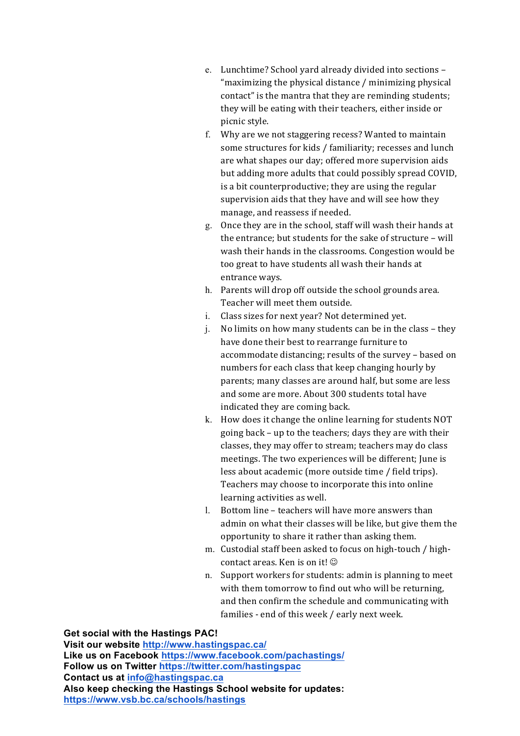e. Lunchtime? School yard already divided into sections – "maximizing the physical distance / minimizing physical contact" is the mantra that they are reminding students; they will be eating with their teachers, either inside or picnic style.
f. Why are we not staggering recess? Wanted to maintain some structures for kids / familiarity; recesses and lunch are what shapes our day; offered more supervision aids but adding more adults that could possibly spread COVID, is a bit counterproductive; they are using the regular supervision aids that they have and will see how they manage, and reassess if needed.
g. Once they are in the school, staff will wash their hands at the entrance; but students for the sake of structure – will wash their hands in the classrooms. Congestion would be too great to have students all wash their hands at entrance ways.
h. Parents will drop off outside the school grounds area. Teacher will meet them outside.
i. Class sizes for next year? Not determined yet.
j. No limits on how many students can be in the class – they have done their best to rearrange furniture to accommodate distancing; results of the survey – based on numbers for each class that keep changing hourly by parents; many classes are around half, but some are less and some are more. About 300 students total have indicated they are coming back.
k. How does it change the online learning for students NOT going back – up to the teachers; days they are with their classes, they may offer to stream; teachers may do class meetings. The two experiences will be different; June is less about academic (more outside time / field trips). Teachers may choose to incorporate this into online learning activities as well.
l. Bottom line – teachers will have more answers than admin on what their classes will be like, but give them the opportunity to share it rather than asking them.
m. Custodial staff been asked to focus on high-touch / high-contact areas. Ken is on it! ☺
n. Support workers for students: admin is planning to meet with them tomorrow to find out who will be returning, and then confirm the schedule and communicating with families - end of this week / early next week.

**Get social with the Hastings PAC!**
**Visit our website** [http://www.hastingspac.ca/](http://www.hastingspac.ca/)
**Like us on Facebook** [https://www.facebook.com/pachastings/](https://www.facebook.com/pachastings/)
**Follow us on Twitter** [https://twitter.com/hastingspac](https://twitter.com/hastingspac)
**Contact us at** [info@hastingspac.ca](mailto:info@hastingspac.ca)
**Also keep checking the Hastings School website for updates:**
[https://www.vsb.bc.ca/schools/hastings](https://www.vsb.bc.ca/schools/hastings)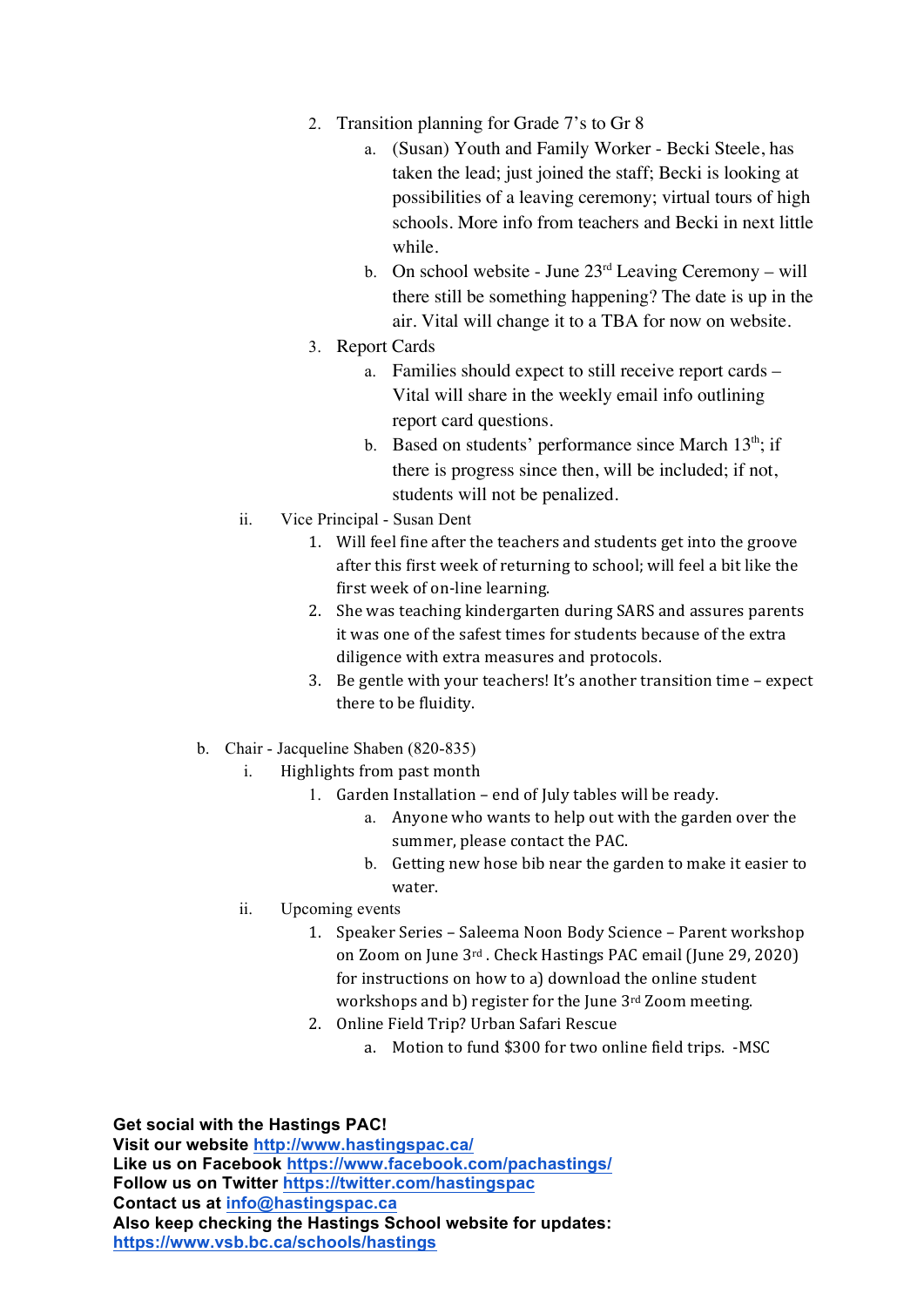2. Transition planning for Grade 7's to Gr 8
    a. (Susan) Youth and Family Worker - Becki Steele, has taken the lead; just joined the staff; Becki is looking at possibilities of a leaving ceremony; virtual tours of high schools. More info from teachers and Becki in next little while.
    b. On school website - June 23rd Leaving Ceremony – will there still be something happening? The date is up in the air. Vital will change it to a TBA for now on website.
3. Report Cards
    a. Families should expect to still receive report cards – Vital will share in the weekly email info outlining report card questions.
    b. Based on students' performance since March 13th; if there is progress since then, will be included; if not, students will not be penalized.

ii. Vice Principal - Susan Dent
1. Will feel fine after the teachers and students get into the groove after this first week of returning to school; will feel a bit like the first week of on-line learning.
2. She was teaching kindergarten during SARS and assures parents it was one of the safest times for students because of the extra diligence with extra measures and protocols.
3. Be gentle with your teachers! It's another transition time – expect there to be fluidity.

b. Chair - Jacqueline Shaben (820-835)

i. Highlights from past month
1. Garden Installation – end of July tables will be ready.
    a. Anyone who wants to help out with the garden over the summer, please contact the PAC.
    b. Getting new hose bib near the garden to make it easier to water.

ii. Upcoming events
1. Speaker Series – Saleema Noon Body Science – Parent workshop on Zoom on June 3rd. Check Hastings PAC email (June 29, 2020) for instructions on how to a) download the online student workshops and b) register for the June 3rd Zoom meeting.
2. Online Field Trip? Urban Safari Rescue
    a. Motion to fund $300 for two online field trips. -MSC

**Get social with the Hastings PAC!**
**Visit our website** http://www.hastingspac.ca/
**Like us on Facebook** https://www.facebook.com/pachastings/
**Follow us on Twitter** https://twitter.com/hastingspac
**Contact us at** info@hastingspac.ca
**Also keep checking the Hastings School website for updates:**
https://www.vsb.bc.ca/schools/hastings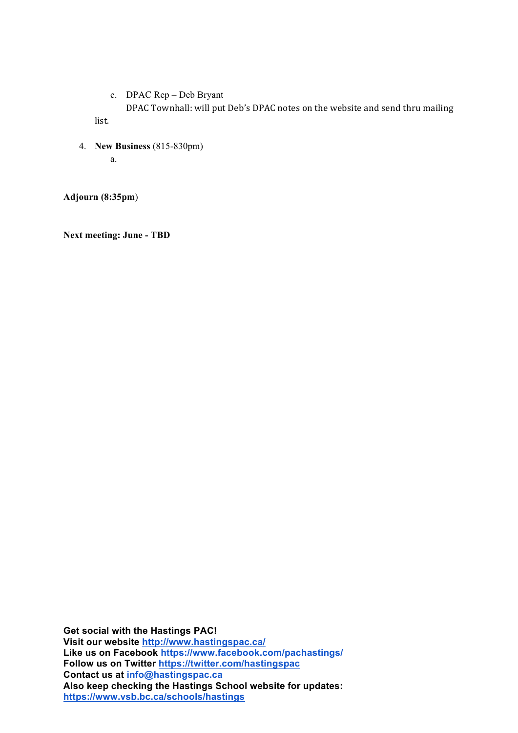c. DPAC Rep – Deb Bryant
   DPAC Townhall: will put Deb's DPAC notes on the website and send thru mailing list.

4. **New Business** (815-830pm)
   a.

**Adjourn (8:35pm)**

**Next meeting: June - TBD**

**Get social with the Hastings PAC!**
**Visit our website [http://www.hastingspac.ca/](http://www.hastingspac.ca/)**
**Like us on Facebook [https://www.facebook.com/pachastings/](https://www.facebook.com/pachastings/)**
**Follow us on Twitter [https://twitter.com/hastingspac](https://twitter.com/hastingspac)**
**Contact us at [info@hastingspac.ca](mailto:info@hastingspac.ca)**
**Also keep checking the Hastings School website for updates:**
**[https://www.vsb.bc.ca/schools/hastings](https://www.vsb.bc.ca/schools/hastings)**